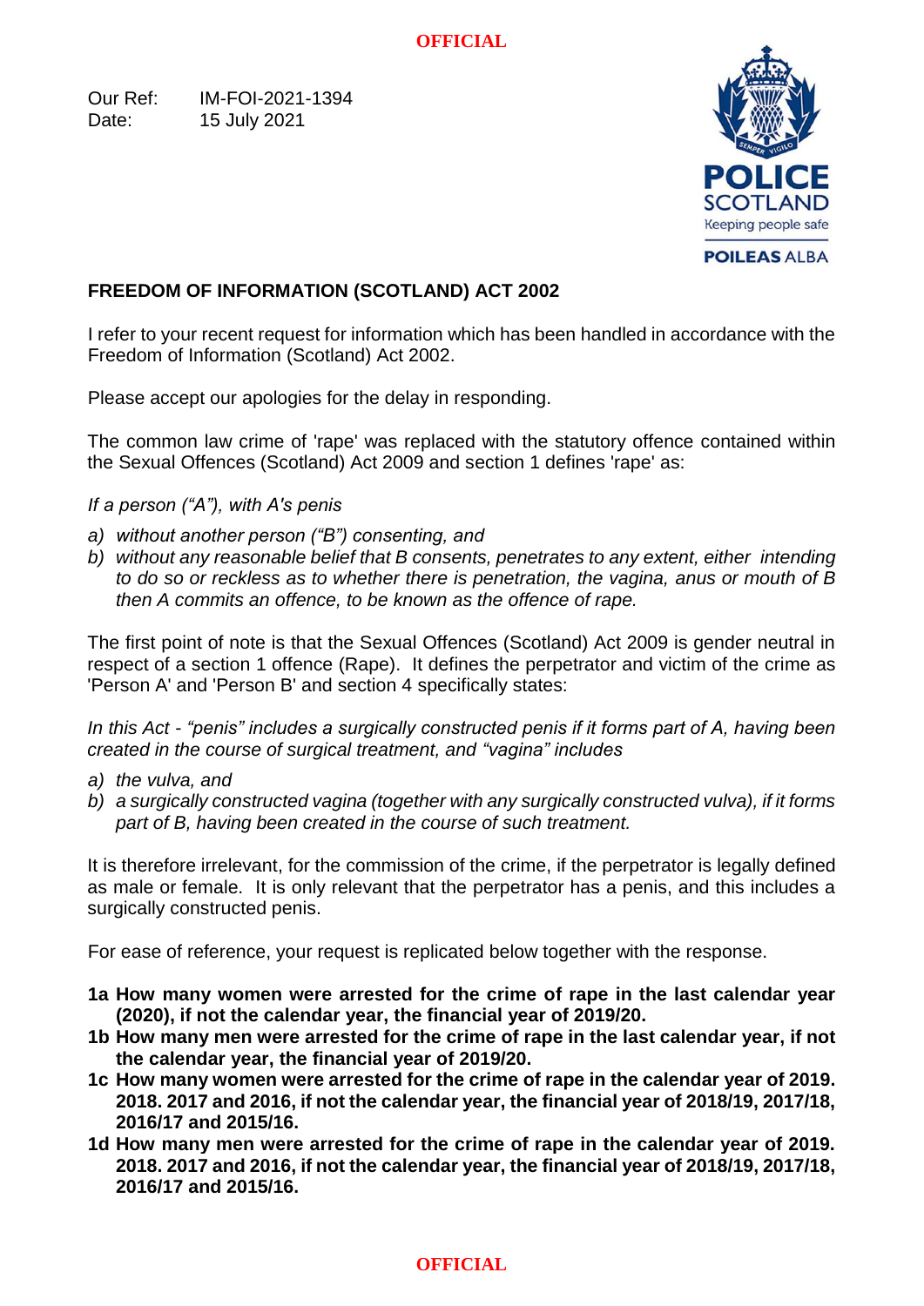Our Ref: IM-FOI-2021-1394
Date: 15 July 2021

**POLICE SCOTLAND**
Keeping people safe
**POILEAS ALBA**

## FREEDOM OF INFORMATION (SCOTLAND) ACT 2002

I refer to your recent request for information which has been handled in accordance with the Freedom of Information (Scotland) Act 2002.

Please accept our apologies for the delay in responding.

The common law crime of 'rape' was replaced with the statutory offence contained within the Sexual Offences (Scotland) Act 2009 and section 1 defines 'rape' as:

*If a person ("A"), with A's penis*

- *a) without another person ("B") consenting, and*
- *b) without any reasonable belief that B consents, penetrates to any extent, either intending to do so or reckless as to whether there is penetration, the vagina, anus or mouth of B then A commits an offence, to be known as the offence of rape.*

The first point of note is that the Sexual Offences (Scotland) Act 2009 is gender neutral in respect of a section 1 offence (Rape). It defines the perpetrator and victim of the crime as 'Person A' and 'Person B' and section 4 specifically states:

*In this Act - "penis" includes a surgically constructed penis if it forms part of A, having been created in the course of surgical treatment, and "vagina" includes*

- *a) the vulva, and*
- *b) a surgically constructed vagina (together with any surgically constructed vulva), if it forms part of B, having been created in the course of such treatment.*

It is therefore irrelevant, for the commission of the crime, if the perpetrator is legally defined as male or female. It is only relevant that the perpetrator has a penis, and this includes a surgically constructed penis.

For ease of reference, your request is replicated below together with the response.

**1a How many women were arrested for the crime of rape in the last calendar year (2020), if not the calendar year, the financial year of 2019/20.**

**1b How many men were arrested for the crime of rape in the last calendar year, if not the calendar year, the financial year of 2019/20.**

**1c How many women were arrested for the crime of rape in the calendar year of 2019. 2018. 2017 and 2016, if not the calendar year, the financial year of 2018/19, 2017/18, 2016/17 and 2015/16.**

**1d How many men were arrested for the crime of rape in the calendar year of 2019. 2018. 2017 and 2016, if not the calendar year, the financial year of 2018/19, 2017/18, 2016/17 and 2015/16.**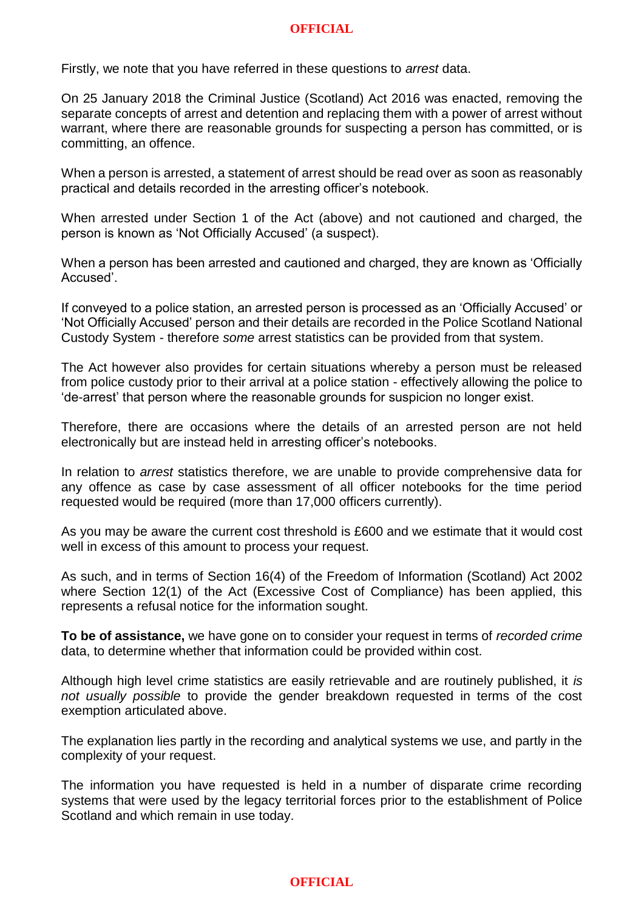Firstly, we note that you have referred in these questions to *arrest* data.

On 25 January 2018 the Criminal Justice (Scotland) Act 2016 was enacted, removing the separate concepts of arrest and detention and replacing them with a power of arrest without warrant, where there are reasonable grounds for suspecting a person has committed, or is committing, an offence.

When a person is arrested, a statement of arrest should be read over as soon as reasonably practical and details recorded in the arresting officer's notebook.

When arrested under Section 1 of the Act (above) and not cautioned and charged, the person is known as 'Not Officially Accused' (a suspect).

When a person has been arrested and cautioned and charged, they are known as 'Officially Accused'.

If conveyed to a police station, an arrested person is processed as an 'Officially Accused' or 'Not Officially Accused' person and their details are recorded in the Police Scotland National Custody System - therefore *some* arrest statistics can be provided from that system.

The Act however also provides for certain situations whereby a person must be released from police custody prior to their arrival at a police station - effectively allowing the police to 'de-arrest' that person where the reasonable grounds for suspicion no longer exist.

Therefore, there are occasions where the details of an arrested person are not held electronically but are instead held in arresting officer's notebooks.

In relation to *arrest* statistics therefore, we are unable to provide comprehensive data for any offence as case by case assessment of all officer notebooks for the time period requested would be required (more than 17,000 officers currently).

As you may be aware the current cost threshold is £600 and we estimate that it would cost well in excess of this amount to process your request.

As such, and in terms of Section 16(4) of the Freedom of Information (Scotland) Act 2002 where Section 12(1) of the Act (Excessive Cost of Compliance) has been applied, this represents a refusal notice for the information sought.

**To be of assistance,** we have gone on to consider your request in terms of *recorded crime* data, to determine whether that information could be provided within cost.

Although high level crime statistics are easily retrievable and are routinely published, it *is not usually possible* to provide the gender breakdown requested in terms of the cost exemption articulated above.

The explanation lies partly in the recording and analytical systems we use, and partly in the complexity of your request.

The information you have requested is held in a number of disparate crime recording systems that were used by the legacy territorial forces prior to the establishment of Police Scotland and which remain in use today.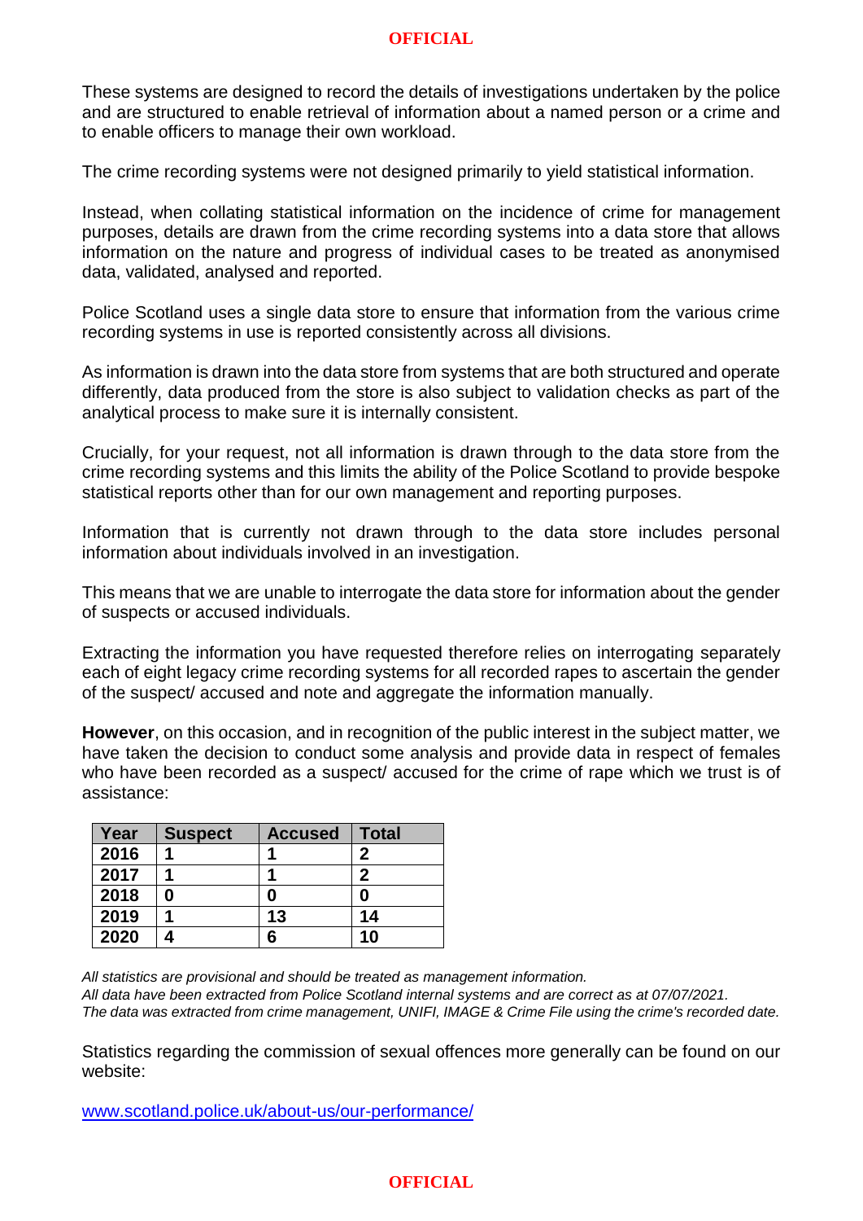These systems are designed to record the details of investigations undertaken by the police and are structured to enable retrieval of information about a named person or a crime and to enable officers to manage their own workload.

The crime recording systems were not designed primarily to yield statistical information.

Instead, when collating statistical information on the incidence of crime for management purposes, details are drawn from the crime recording systems into a data store that allows information on the nature and progress of individual cases to be treated as anonymised data, validated, analysed and reported.

Police Scotland uses a single data store to ensure that information from the various crime recording systems in use is reported consistently across all divisions.

As information is drawn into the data store from systems that are both structured and operate differently, data produced from the store is also subject to validation checks as part of the analytical process to make sure it is internally consistent.

Crucially, for your request, not all information is drawn through to the data store from the crime recording systems and this limits the ability of the Police Scotland to provide bespoke statistical reports other than for our own management and reporting purposes.

Information that is currently not drawn through to the data store includes personal information about individuals involved in an investigation.

This means that we are unable to interrogate the data store for information about the gender of suspects or accused individuals.

Extracting the information you have requested therefore relies on interrogating separately each of eight legacy crime recording systems for all recorded rapes to ascertain the gender of the suspect/ accused and note and aggregate the information manually.

**However**, on this occasion, and in recognition of the public interest in the subject matter, we have taken the decision to conduct some analysis and provide data in respect of females who have been recorded as a suspect/ accused for the crime of rape which we trust is of assistance:

| Year | Suspect | Accused | Total |
|---|---|---|---|
| **2016** | **1** | **1** | **2** |
| **2017** | **1** | **1** | **2** |
| **2018** | **0** | **0** | **0** |
| **2019** | **1** | **13** | **14** |
| **2020** | **4** | **6** | **10** |

*All statistics are provisional and should be treated as management information.*
*All data have been extracted from Police Scotland internal systems and are correct as at 07/07/2021.*
*The data was extracted from crime management, UNIFI, IMAGE & Crime File using the crime's recorded date.*

Statistics regarding the commission of sexual offences more generally can be found on our website:

[www.scotland.police.uk/about-us/our-performance/](http://www.scotland.police.uk/about-us/our-performance/)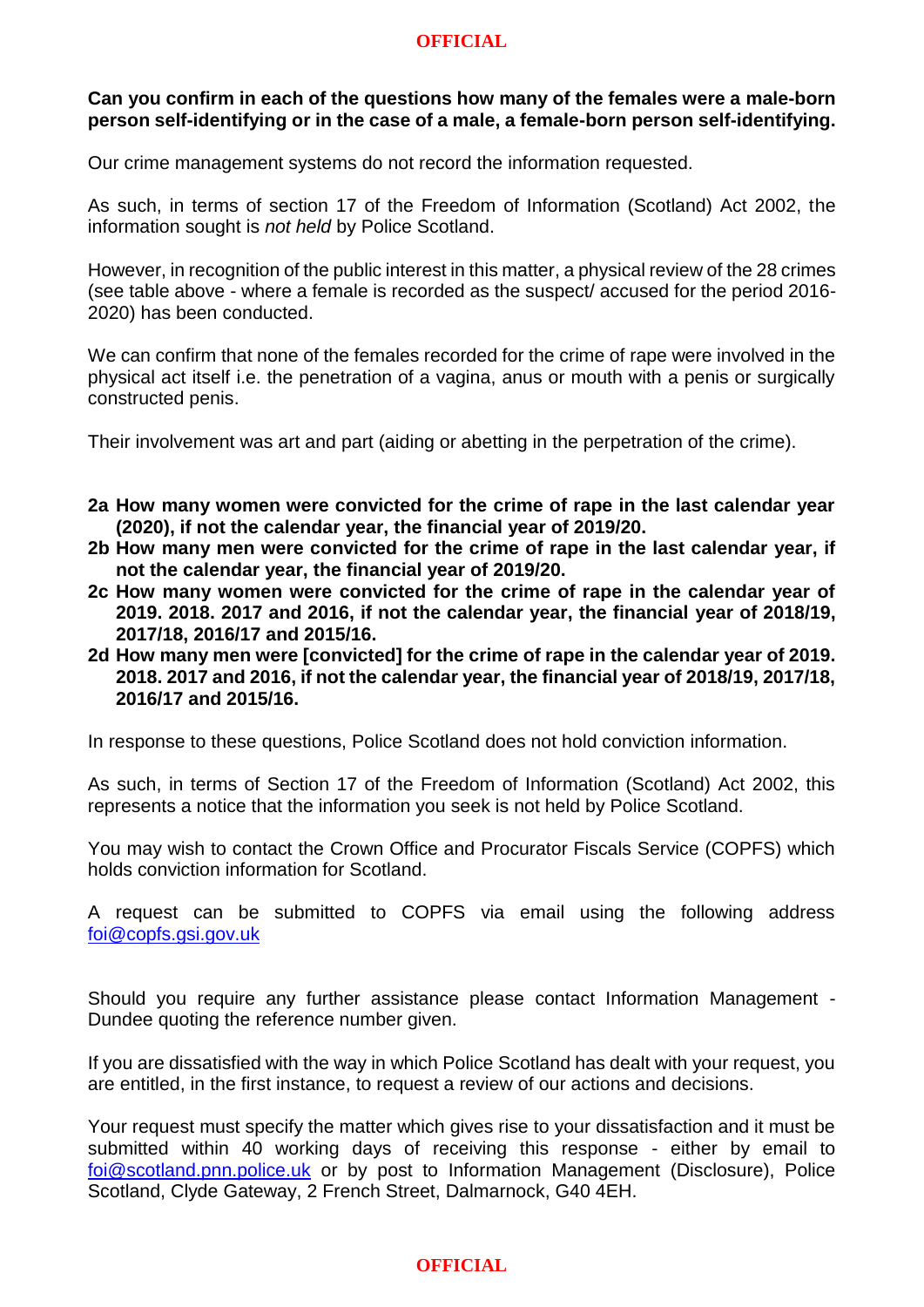**Can you confirm in each of the questions how many of the females were a male-born person self-identifying or in the case of a male, a female-born person self-identifying.**

Our crime management systems do not record the information requested.

As such, in terms of section 17 of the Freedom of Information (Scotland) Act 2002, the information sought is *not held* by Police Scotland.

However, in recognition of the public interest in this matter, a physical review of the 28 crimes (see table above - where a female is recorded as the suspect/ accused for the period 2016-2020) has been conducted.

We can confirm that none of the females recorded for the crime of rape were involved in the physical act itself i.e. the penetration of a vagina, anus or mouth with a penis or surgically constructed penis.

Their involvement was art and part (aiding or abetting in the perpetration of the crime).

- **2a How many women were convicted for the crime of rape in the last calendar year (2020), if not the calendar year, the financial year of 2019/20.**
- **2b How many men were convicted for the crime of rape in the last calendar year, if not the calendar year, the financial year of 2019/20.**
- **2c How many women were convicted for the crime of rape in the calendar year of 2019. 2018. 2017 and 2016, if not the calendar year, the financial year of 2018/19, 2017/18, 2016/17 and 2015/16.**
- **2d How many men were [convicted] for the crime of rape in the calendar year of 2019. 2018. 2017 and 2016, if not the calendar year, the financial year of 2018/19, 2017/18, 2016/17 and 2015/16.**

In response to these questions, Police Scotland does not hold conviction information.

As such, in terms of Section 17 of the Freedom of Information (Scotland) Act 2002, this represents a notice that the information you seek is not held by Police Scotland.

You may wish to contact the Crown Office and Procurator Fiscals Service (COPFS) which holds conviction information for Scotland.

A request can be submitted to COPFS via email using the following address foi@copfs.gsi.gov.uk

Should you require any further assistance please contact Information Management - Dundee quoting the reference number given.

If you are dissatisfied with the way in which Police Scotland has dealt with your request, you are entitled, in the first instance, to request a review of our actions and decisions.

Your request must specify the matter which gives rise to your dissatisfaction and it must be submitted within 40 working days of receiving this response - either by email to foi@scotland.pnn.police.uk or by post to Information Management (Disclosure), Police Scotland, Clyde Gateway, 2 French Street, Dalmarnock, G40 4EH.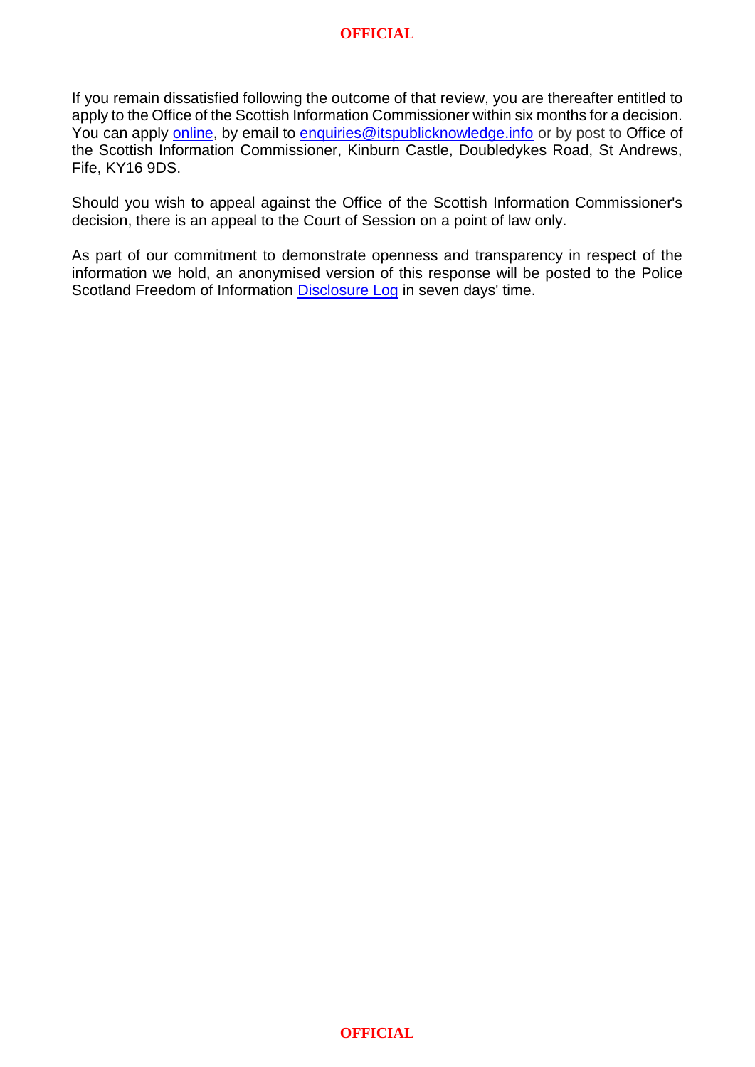If you remain dissatisfied following the outcome of that review, you are thereafter entitled to apply to the Office of the Scottish Information Commissioner within six months for a decision. You can apply online, by email to enquiries@itspublicknowledge.info or by post to Office of the Scottish Information Commissioner, Kinburn Castle, Doubledykes Road, St Andrews, Fife, KY16 9DS.

Should you wish to appeal against the Office of the Scottish Information Commissioner's decision, there is an appeal to the Court of Session on a point of law only.

As part of our commitment to demonstrate openness and transparency in respect of the information we hold, an anonymised version of this response will be posted to the Police Scotland Freedom of Information Disclosure Log in seven days' time.